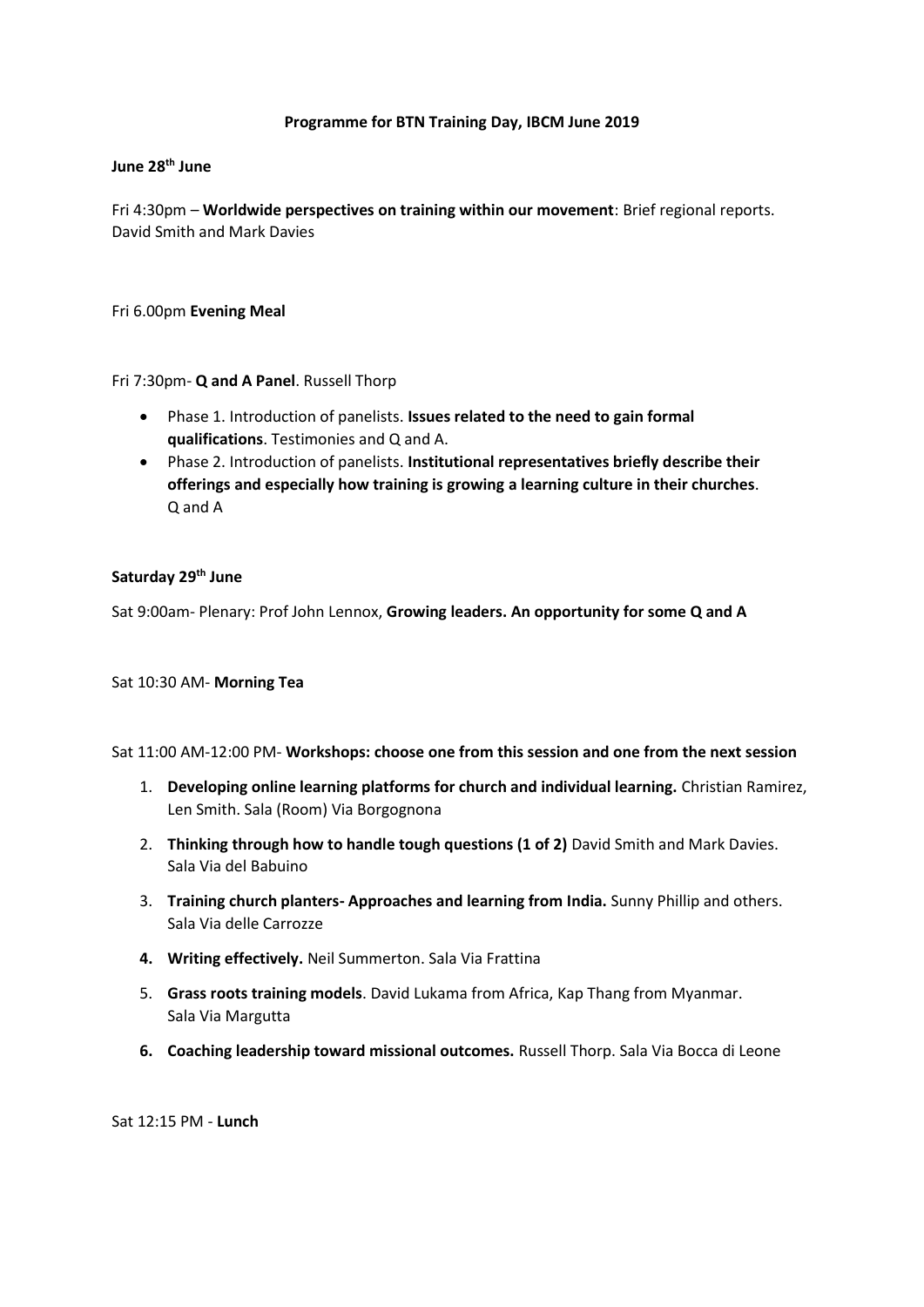**Programme for BTN Training Day, IBCM June 2019**

**June 28th June**

Fri 4:30pm – **Worldwide perspectives on training within our movement**: Brief regional reports. David Smith and Mark Davies

Fri 6.00pm **Evening Meal**

Fri 7:30pm- **Q and A Panel**. Russell Thorp

- Phase 1. Introduction of panelists. **Issues related to the need to gain formal qualifications**. Testimonies and Q and A.
- Phase 2. Introduction of panelists. **Institutional representatives briefly describe their offerings and especially how training is growing a learning culture in their churches**. Q and A

**Saturday 29th June**

Sat 9:00am- Plenary: Prof John Lennox, **Growing leaders. An opportunity for some Q and A**

Sat 10:30 AM- **Morning Tea**

Sat 11:00 AM-12:00 PM- **Workshops: choose one from this session and one from the next session**

1. **Developing online learning platforms for church and individual learning.** Christian Ramirez, Len Smith. Sala (Room) Via Borgognona
2. **Thinking through how to handle tough questions (1 of 2)** David Smith and Mark Davies. Sala Via del Babuino
3. **Training church planters- Approaches and learning from India.** Sunny Phillip and others. Sala Via delle Carrozze
4. **Writing effectively.** Neil Summerton. Sala Via Frattina
5. **Grass roots training models**. David Lukama from Africa, Kap Thang from Myanmar. Sala Via Margutta
6. **Coaching leadership toward missional outcomes.** Russell Thorp. Sala Via Bocca di Leone

Sat 12:15 PM - **Lunch**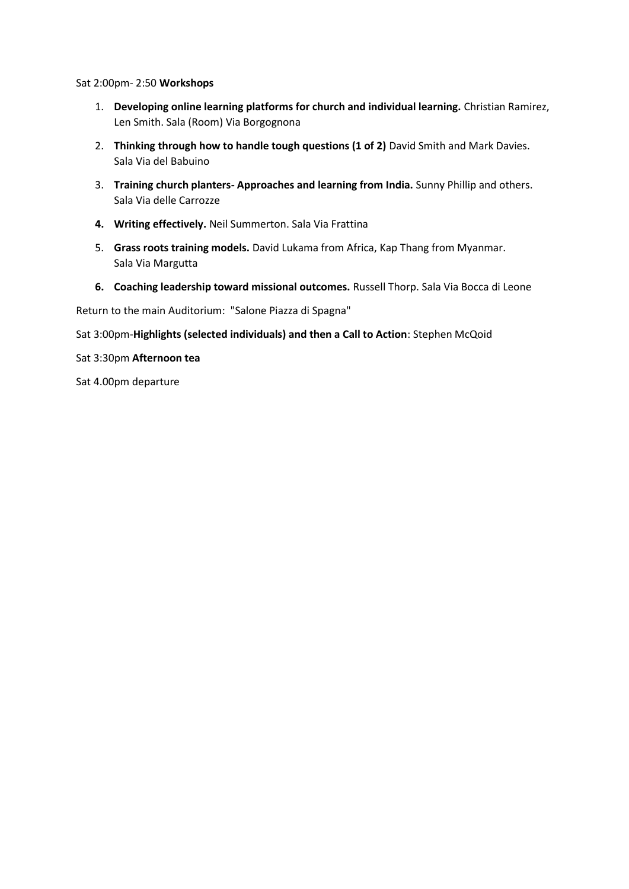Sat 2:00pm- 2:50 **Workshops**

1. **Developing online learning platforms for church and individual learning.** Christian Ramirez, Len Smith. Sala (Room) Via Borgognona
2. **Thinking through how to handle tough questions (1 of 2)** David Smith and Mark Davies. Sala Via del Babuino
3. **Training church planters- Approaches and learning from India.** Sunny Phillip and others. Sala Via delle Carrozze
4. **Writing effectively.** Neil Summerton. Sala Via Frattina
5. **Grass roots training models.** David Lukama from Africa, Kap Thang from Myanmar. Sala Via Margutta
6. **Coaching leadership toward missional outcomes.** Russell Thorp. Sala Via Bocca di Leone

Return to the main Auditorium: "Salone Piazza di Spagna"

Sat 3:00pm-**Highlights (selected individuals) and then a Call to Action**: Stephen McQoid

Sat 3:30pm **Afternoon tea**

Sat 4.00pm departure